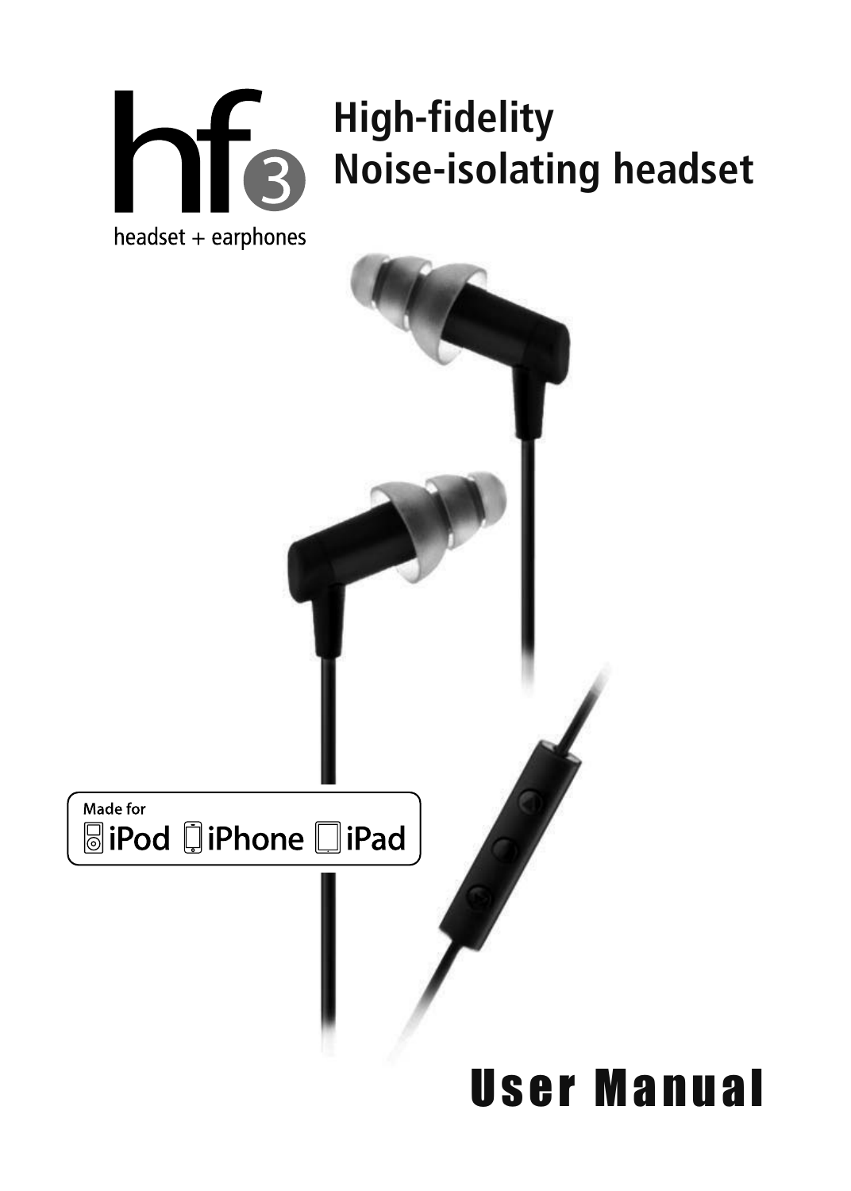# hf3

headset + earphones

## High-fidelity Noise-isolating headset

Made for iPod iPhone iPad

# User Manual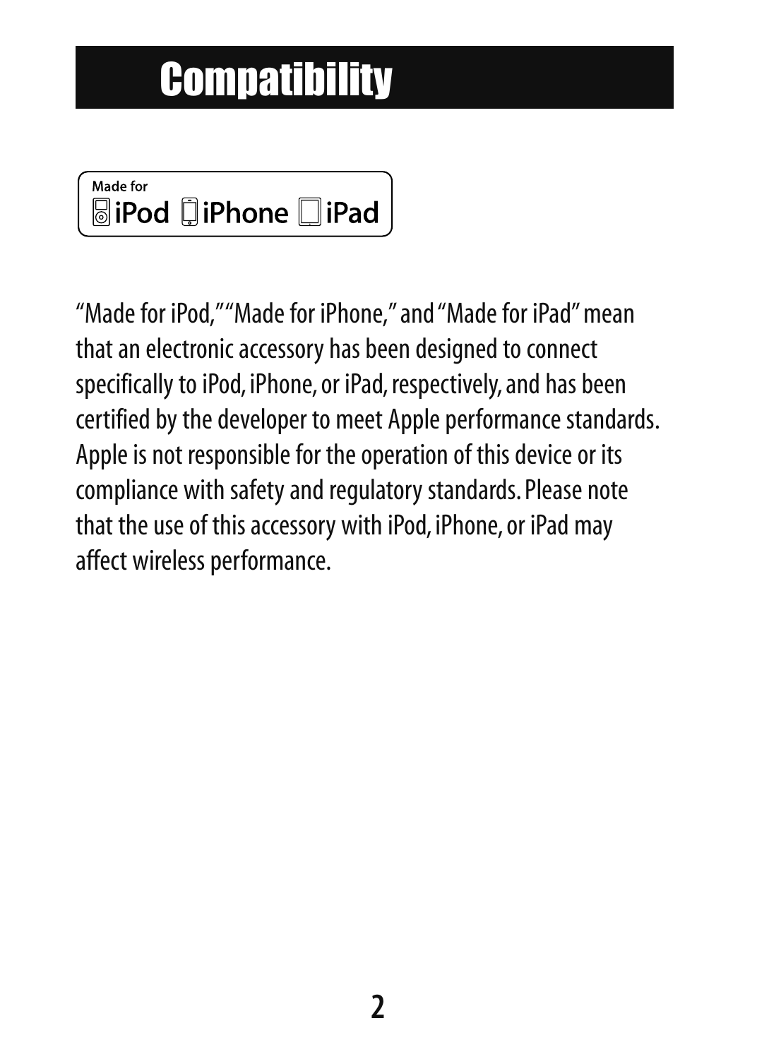# Compatibility

Made for
iPod iPhone iPad

"Made for iPod," "Made for iPhone," and "Made for iPad" mean that an electronic accessory has been designed to connect specifically to iPod, iPhone, or iPad, respectively, and has been certified by the developer to meet Apple performance standards. Apple is not responsible for the operation of this device or its compliance with safety and regulatory standards. Please note that the use of this accessory with iPod, iPhone, or iPad may affect wireless performance.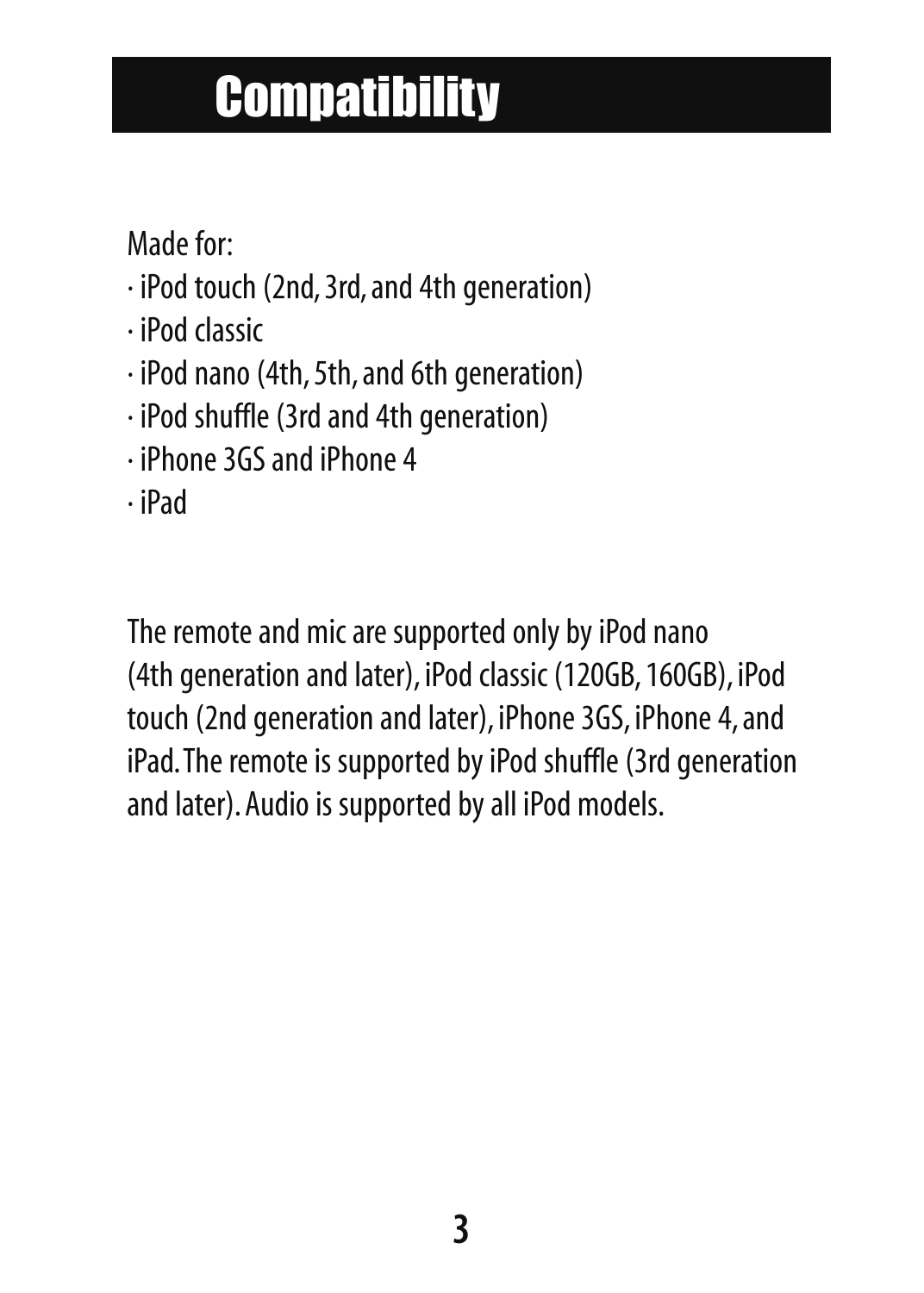# Compatibility

Made for:

- iPod touch (2nd, 3rd, and 4th generation)
- iPod classic
- iPod nano (4th, 5th, and 6th generation)
- iPod shuffle (3rd and 4th generation)
- iPhone 3GS and iPhone 4
- iPad

The remote and mic are supported only by iPod nano (4th generation and later), iPod classic (120GB, 160GB), iPod touch (2nd generation and later), iPhone 3GS, iPhone 4, and iPad. The remote is supported by iPod shuffle (3rd generation and later). Audio is supported by all iPod models.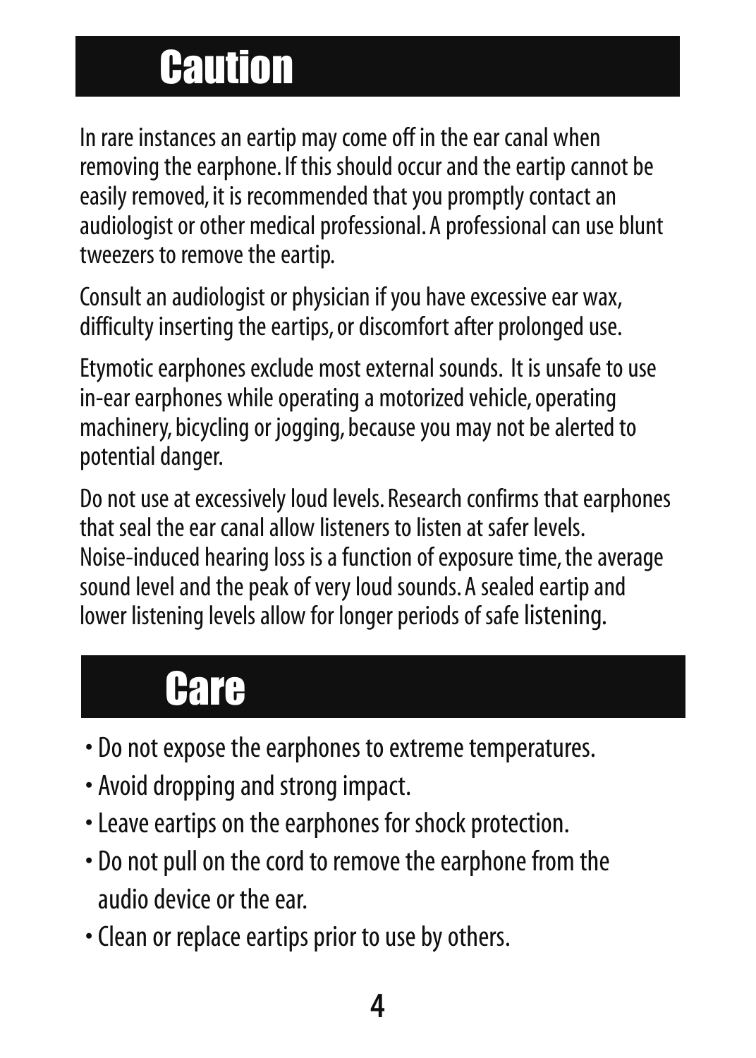# Caution

In rare instances an eartip may come off in the ear canal when removing the earphone. If this should occur and the eartip cannot be easily removed, it is recommended that you promptly contact an audiologist or other medical professional. A professional can use blunt tweezers to remove the eartip.

Consult an audiologist or physician if you have excessive ear wax, difficulty inserting the eartips, or discomfort after prolonged use.

Etymotic earphones exclude most external sounds. It is unsafe to use in-ear earphones while operating a motorized vehicle, operating machinery, bicycling or jogging, because you may not be alerted to potential danger.

Do not use at excessively loud levels. Research confirms that earphones that seal the ear canal allow listeners to listen at safer levels. Noise-induced hearing loss is a function of exposure time, the average sound level and the peak of very loud sounds. A sealed eartip and lower listening levels allow for longer periods of safe listening.

# Care

- Do not expose the earphones to extreme temperatures.
- Avoid dropping and strong impact.
- Leave eartips on the earphones for shock protection.
- Do not pull on the cord to remove the earphone from the audio device or the ear.
- Clean or replace eartips prior to use by others.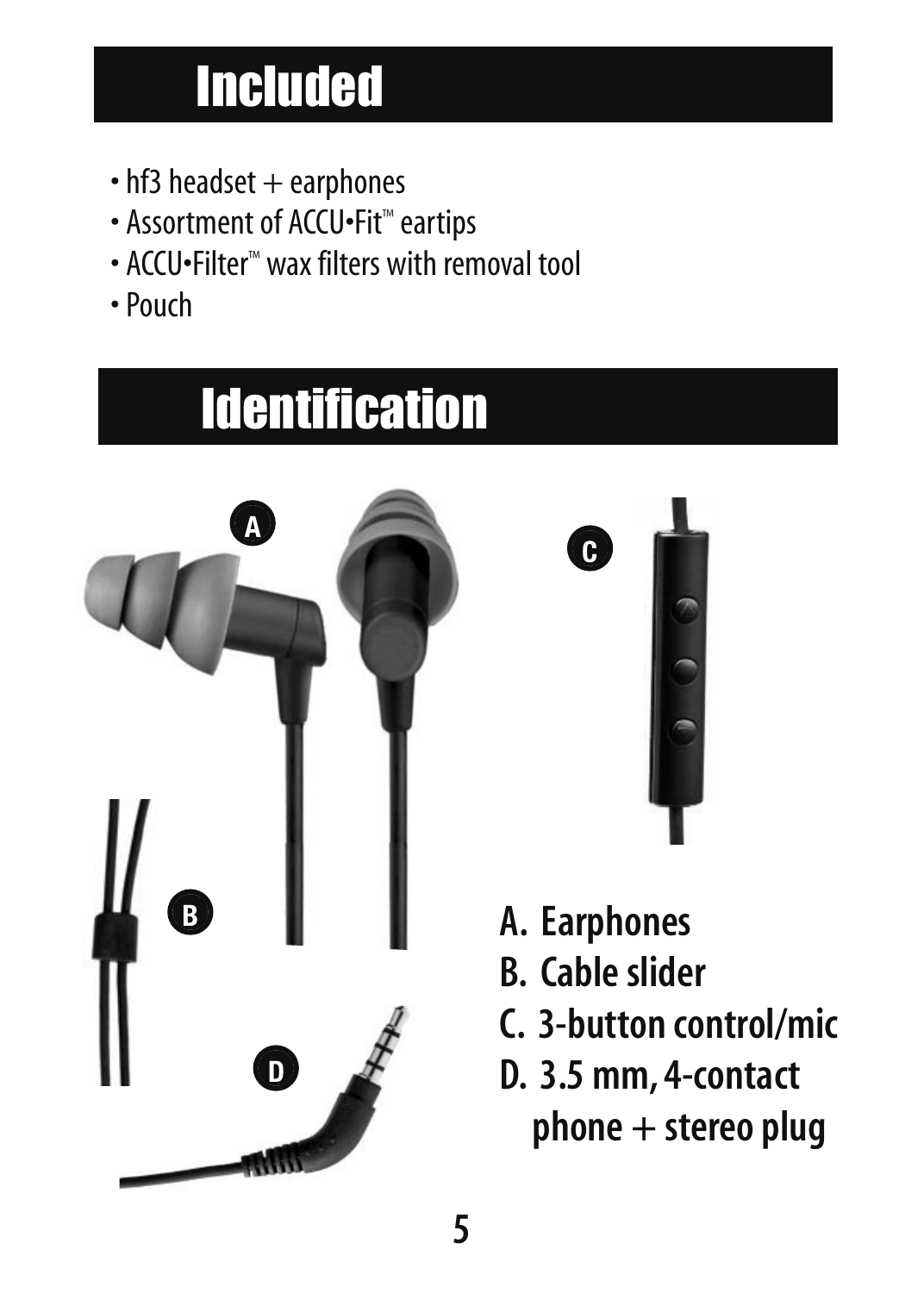# Included

- hf3 headset + earphones
- Assortment of ACCU•Fit™ eartips
- ACCU•Filter™ wax filters with removal tool
- Pouch

# Identification

A. **Earphones**
B. **Cable slider**
C. **3-button control/mic**
D. **3.5 mm, 4-contact phone + stereo plug**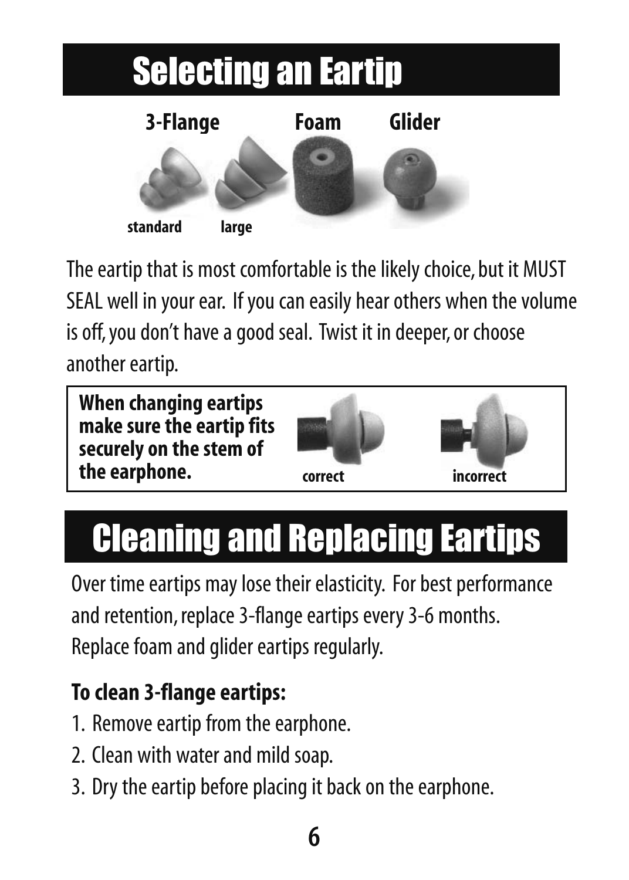# Selecting an Eartip

**3-Flange** **Foam** **Glider**

**standard** **large**

The eartip that is most comfortable is the likely choice, but it MUST SEAL well in your ear. If you can easily hear others when the volume is off, you don't have a good seal. Twist it in deeper, or choose another eartip.

**When changing eartips make sure the eartip fits securely on the stem of the earphone.**

**correct** **incorrect**

# Cleaning and Replacing Eartips

Over time eartips may lose their elasticity. For best performance and retention, replace 3-flange eartips every 3-6 months. Replace foam and glider eartips regularly.

**To clean 3-flange eartips:**

1. Remove eartip from the earphone.
2. Clean with water and mild soap.
3. Dry the eartip before placing it back on the earphone.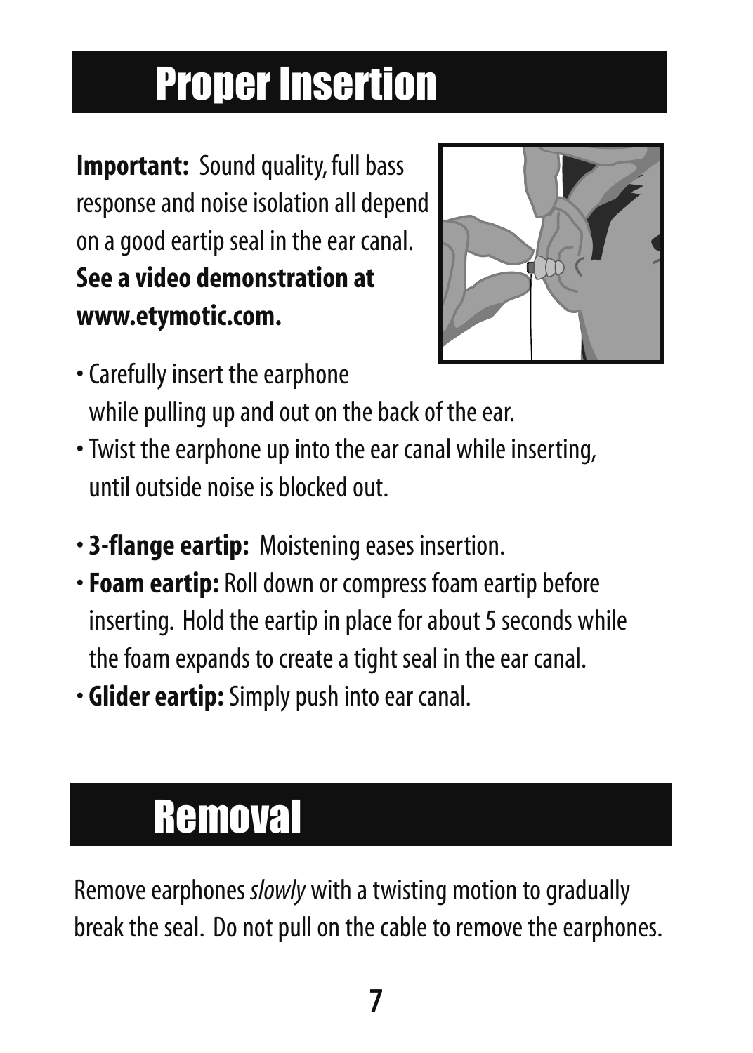# Proper Insertion

**Important:** Sound quality, full bass response and noise isolation all depend on a good eartip seal in the ear canal. **See a video demonstration at www.etymotic.com.**

- Carefully insert the earphone while pulling up and out on the back of the ear.
- Twist the earphone up into the ear canal while inserting, until outside noise is blocked out.

- **3-flange eartip:** Moistening eases insertion.
- **Foam eartip:** Roll down or compress foam eartip before inserting. Hold the eartip in place for about 5 seconds while the foam expands to create a tight seal in the ear canal.
- **Glider eartip:** Simply push into ear canal.

# Removal

Remove earphones *slowly* with a twisting motion to gradually break the seal. Do not pull on the cable to remove the earphones.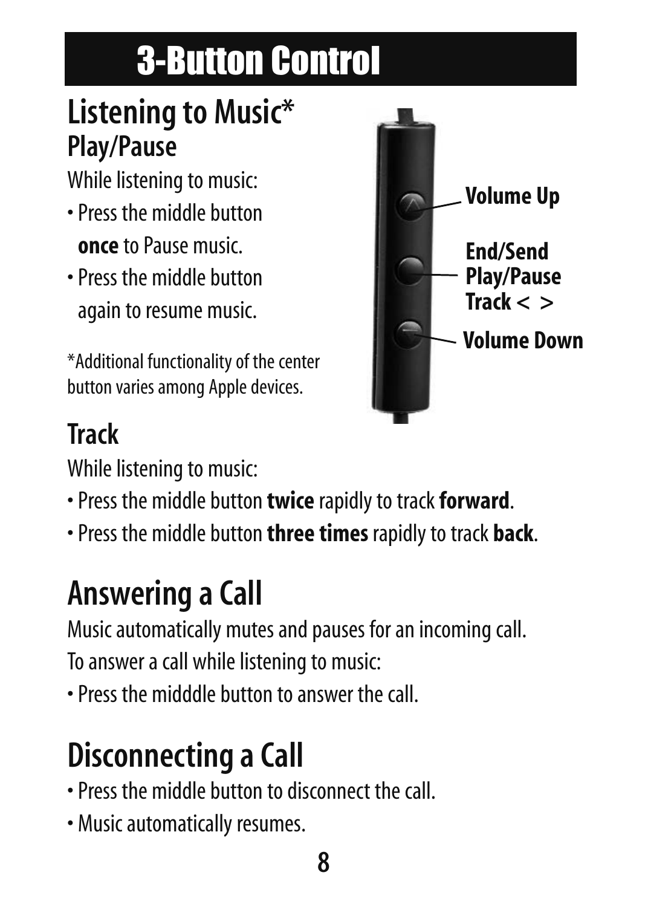# 3-Button Control

## Listening to Music*

### Play/Pause

While listening to music:

- Press the middle button **once** to Pause music.
- Press the middle button again to resume music.

*Additional functionality of the center button varies among Apple devices.

**Volume Up**

**End/Send**
**Play/Pause**
**Track < >**

**Volume Down**

### Track

While listening to music:

- Press the middle button **twice** rapidly to track **forward**.
- Press the middle button **three times** rapidly to track **back**.

## Answering a Call

Music automatically mutes and pauses for an incoming call.

To answer a call while listening to music:

- Press the midddle button to answer the call.

## Disconnecting a Call

- Press the middle button to disconnect the call.
- Music automatically resumes.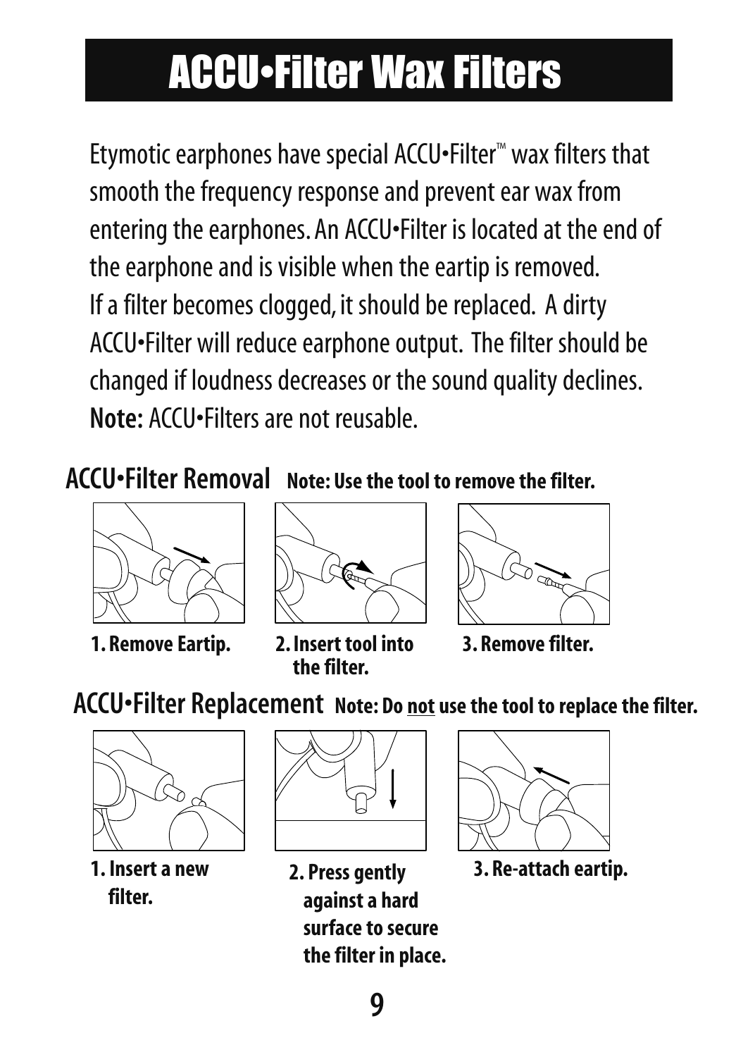# ACCU•Filter Wax Filters

Etymotic earphones have special ACCU•Filter™ wax filters that smooth the frequency response and prevent ear wax from entering the earphones. An ACCU•Filter is located at the end of the earphone and is visible when the eartip is removed. If a filter becomes clogged, it should be replaced. A dirty ACCU•Filter will reduce earphone output. The filter should be changed if loudness decreases or the sound quality declines.
**Note:** ACCU•Filters are not reusable.

## ACCU•Filter Removal **Note: Use the tool to remove the filter.**

**1. Remove Eartip.**

**2. Insert tool into the filter.**

**3. Remove filter.**

## ACCU•Filter Replacement **Note: Do <u>not</u> use the tool to replace the filter.**

**1. Insert a new filter.**

**2. Press gently against a hard surface to secure the filter in place.**

**3. Re-attach eartip.**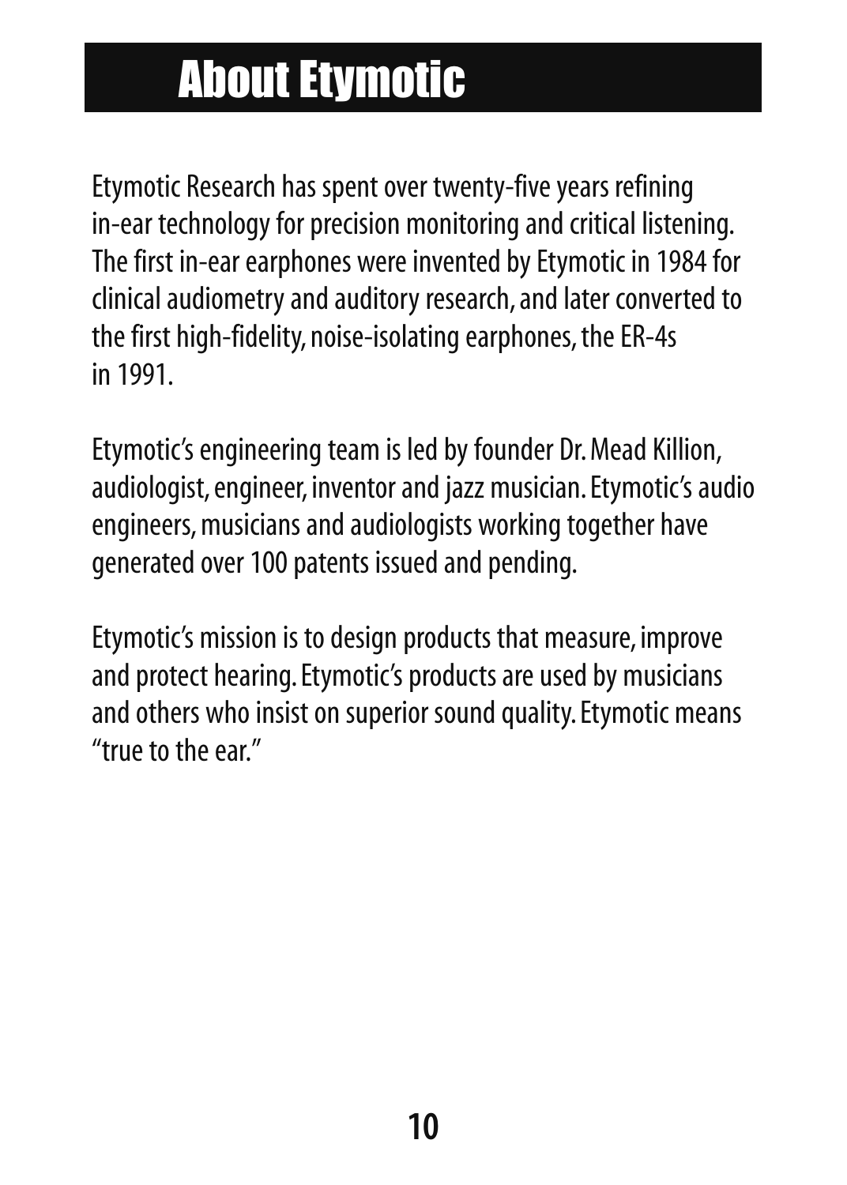# About Etymotic

Etymotic Research has spent over twenty-five years refining in-ear technology for precision monitoring and critical listening. The first in-ear earphones were invented by Etymotic in 1984 for clinical audiometry and auditory research, and later converted to the first high-fidelity, noise-isolating earphones, the ER-4s in 1991.

Etymotic's engineering team is led by founder Dr. Mead Killion, audiologist, engineer, inventor and jazz musician. Etymotic's audio engineers, musicians and audiologists working together have generated over 100 patents issued and pending.

Etymotic's mission is to design products that measure, improve and protect hearing. Etymotic's products are used by musicians and others who insist on superior sound quality. Etymotic means "true to the ear."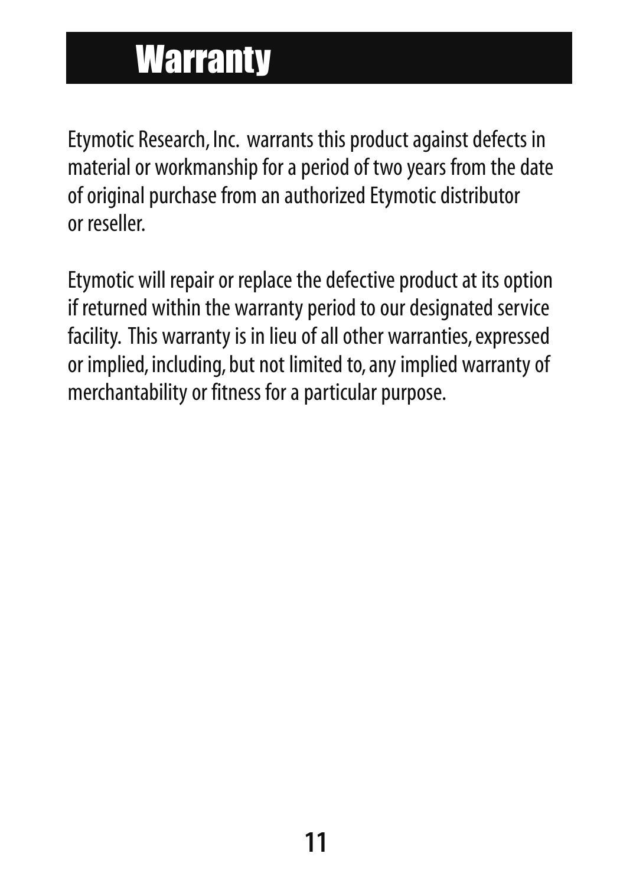# Warranty

Etymotic Research, Inc. warrants this product against defects in material or workmanship for a period of two years from the date of original purchase from an authorized Etymotic distributor or reseller.

Etymotic will repair or replace the defective product at its option if returned within the warranty period to our designated service facility. This warranty is in lieu of all other warranties, expressed or implied, including, but not limited to, any implied warranty of merchantability or fitness for a particular purpose.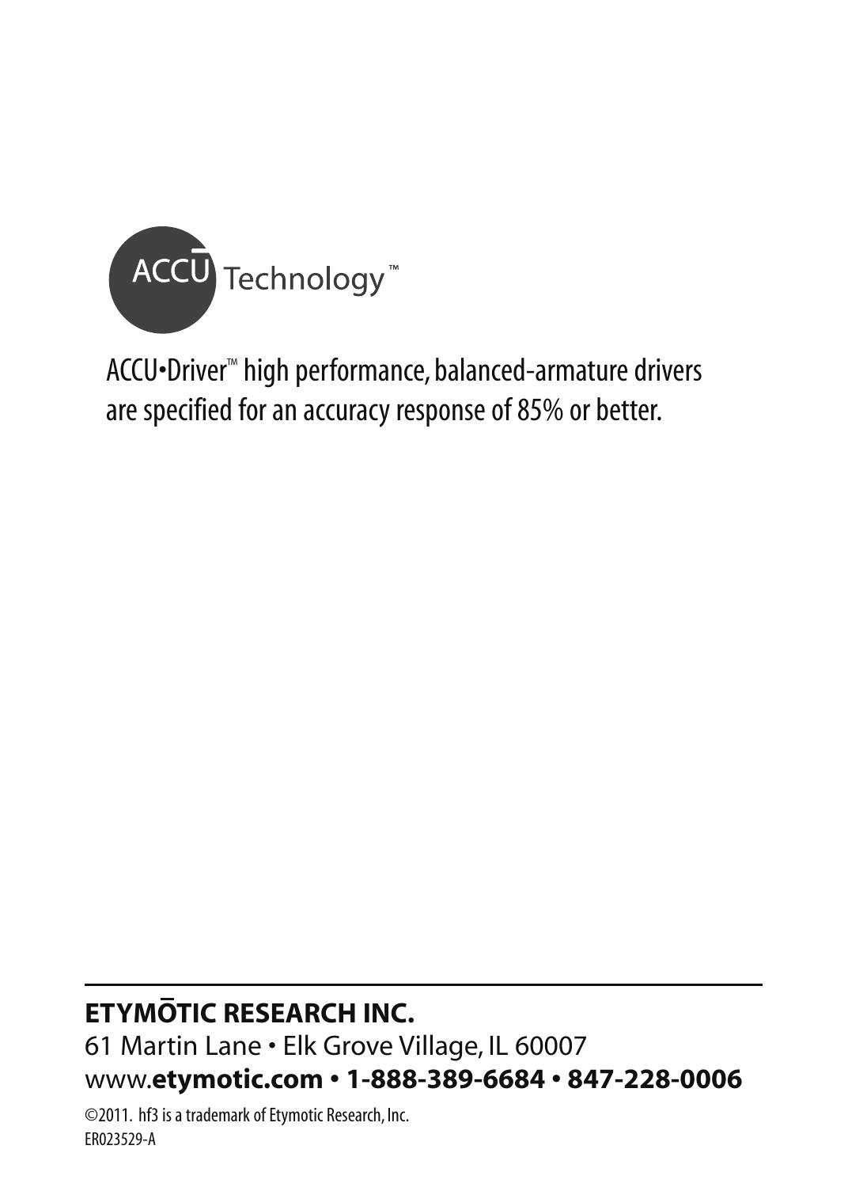ACCU Technology™

ACCU•Driver™ high performance, balanced-armature drivers are specified for an accuracy response of 85% or better.

---

**ETYMŌTIC RESEARCH INC.**

61 Martin Lane • Elk Grove Village, IL 60007

www.**etymotic.com • 1-888-389-6684 • 847-228-0006**

©2011. hf3 is a trademark of Etymotic Research, Inc.

ER023529-A